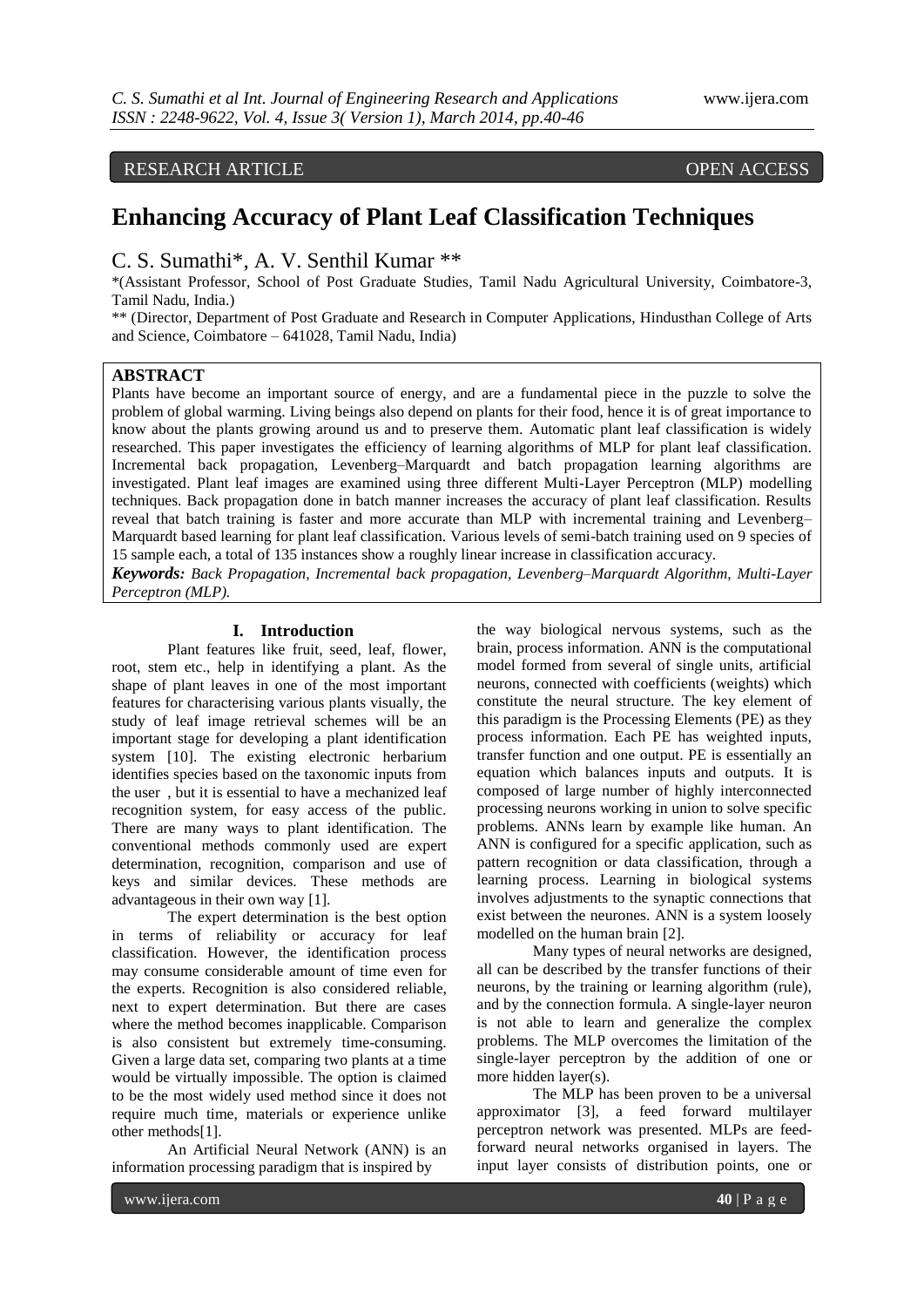RESEARCH ARTICLE OPEN ACCESS

# Enhancing Accuracy of Plant Leaf Classification Techniques

C. S. Sumathi*, A. V. Senthil Kumar **

*(Assistant Professor, School of Post Graduate Studies, Tamil Nadu Agricultural University, Coimbatore-3, Tamil Nadu, India.)

** (Director, Department of Post Graduate and Research in Computer Applications, Hindusthan College of Arts and Science, Coimbatore – 641028, Tamil Nadu, India)

## ABSTRACT

Plants have become an important source of energy, and are a fundamental piece in the puzzle to solve the problem of global warming. Living beings also depend on plants for their food, hence it is of great importance to know about the plants growing around us and to preserve them. Automatic plant leaf classification is widely researched. This paper investigates the efficiency of learning algorithms of MLP for plant leaf classification. Incremental back propagation, Levenberg–Marquardt and batch propagation learning algorithms are investigated. Plant leaf images are examined using three different Multi-Layer Perceptron (MLP) modelling techniques. Back propagation done in batch manner increases the accuracy of plant leaf classification. Results reveal that batch training is faster and more accurate than MLP with incremental training and Levenberg–Marquardt based learning for plant leaf classification. Various levels of semi-batch training used on 9 species of 15 sample each, a total of 135 instances show a roughly linear increase in classification accuracy.

***Keywords:*** *Back Propagation, Incremental back propagation, Levenberg–Marquardt Algorithm, Multi-Layer Perceptron (MLP).*

## I. Introduction

Plant features like fruit, seed, leaf, flower, root, stem etc., help in identifying a plant. As the shape of plant leaves in one of the most important features for characterising various plants visually, the study of leaf image retrieval schemes will be an important stage for developing a plant identification system [10]. The existing electronic herbarium identifies species based on the taxonomic inputs from the user , but it is essential to have a mechanized leaf recognition system, for easy access of the public. There are many ways to plant identification. The conventional methods commonly used are expert determination, recognition, comparison and use of keys and similar devices. These methods are advantageous in their own way [1].

The expert determination is the best option in terms of reliability or accuracy for leaf classification. However, the identification process may consume considerable amount of time even for the experts. Recognition is also considered reliable, next to expert determination. But there are cases where the method becomes inapplicable. Comparison is also consistent but extremely time-consuming. Given a large data set, comparing two plants at a time would be virtually impossible. The option is claimed to be the most widely used method since it does not require much time, materials or experience unlike other methods[1].

An Artificial Neural Network (ANN) is an information processing paradigm that is inspired by the way biological nervous systems, such as the brain, process information. ANN is the computational model formed from several of single units, artificial neurons, connected with coefficients (weights) which constitute the neural structure. The key element of this paradigm is the Processing Elements (PE) as they process information. Each PE has weighted inputs, transfer function and one output. PE is essentially an equation which balances inputs and outputs. It is composed of large number of highly interconnected processing neurons working in union to solve specific problems. ANNs learn by example like human. An ANN is configured for a specific application, such as pattern recognition or data classification, through a learning process. Learning in biological systems involves adjustments to the synaptic connections that exist between the neurones. ANN is a system loosely modelled on the human brain [2].

Many types of neural networks are designed, all can be described by the transfer functions of their neurons, by the training or learning algorithm (rule), and by the connection formula. A single-layer neuron is not able to learn and generalize the complex problems. The MLP overcomes the limitation of the single-layer perceptron by the addition of one or more hidden layer(s).

The MLP has been proven to be a universal approximator [3], a feed forward multilayer perceptron network was presented. MLPs are feed-forward neural networks organised in layers. The input layer consists of distribution points, one or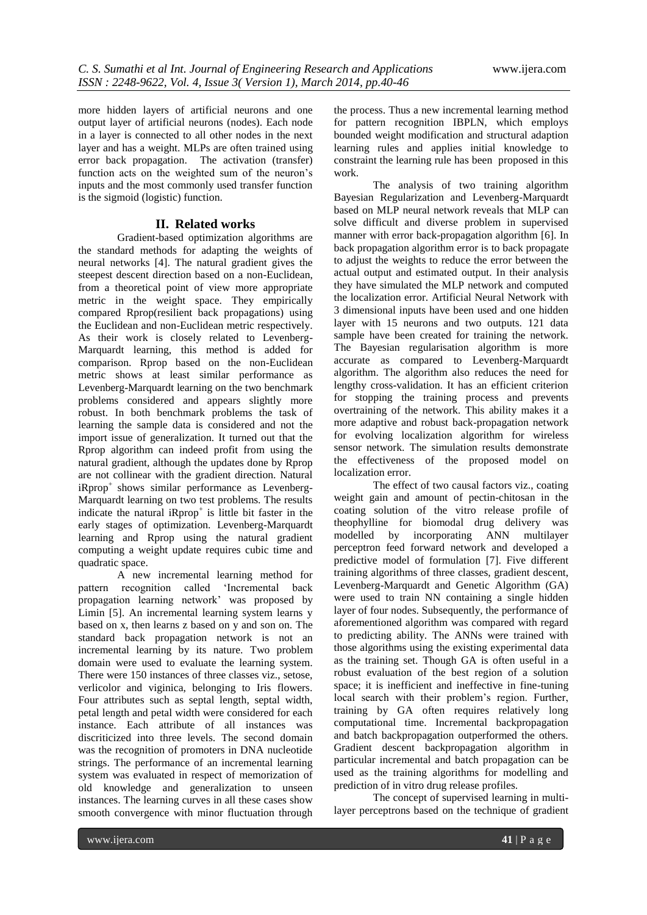more hidden layers of artificial neurons and one output layer of artificial neurons (nodes). Each node in a layer is connected to all other nodes in the next layer and has a weight. MLPs are often trained using error back propagation. The activation (transfer) function acts on the weighted sum of the neuron's inputs and the most commonly used transfer function is the sigmoid (logistic) function.

## II. Related works

Gradient-based optimization algorithms are the standard methods for adapting the weights of neural networks [4]. The natural gradient gives the steepest descent direction based on a non-Euclidean, from a theoretical point of view more appropriate metric in the weight space. They empirically compared Rprop(resilient back propagations) using the Euclidean and non-Euclidean metric respectively. As their work is closely related to Levenberg-Marquardt learning, this method is added for comparison. Rprop based on the non-Euclidean metric shows at least similar performance as Levenberg-Marquardt learning on the two benchmark problems considered and appears slightly more robust. In both benchmark problems the task of learning the sample data is considered and not the import issue of generalization. It turned out that the Rprop algorithm can indeed profit from using the natural gradient, although the updates done by Rprop are not collinear with the gradient direction. Natural iRprop$^+$ shows similar performance as Levenberg-Marquardt learning on two test problems. The results indicate the natural iRprop$^+$ is little bit faster in the early stages of optimization. Levenberg-Marquardt learning and Rprop using the natural gradient computing a weight update requires cubic time and quadratic space.

A new incremental learning method for pattern recognition called 'Incremental back propagation learning network' was proposed by Limin [5]. An incremental learning system learns y based on x, then learns z based on y and son on. The standard back propagation network is not an incremental learning by its nature. Two problem domain were used to evaluate the learning system. There were 150 instances of three classes viz., setose, verlicolor and viginica, belonging to Iris flowers. Four attributes such as septal length, septal width, petal length and petal width were considered for each instance. Each attribute of all instances was discriticized into three levels. The second domain was the recognition of promoters in DNA nucleotide strings. The performance of an incremental learning system was evaluated in respect of memorization of old knowledge and generalization to unseen instances. The learning curves in all these cases show smooth convergence with minor fluctuation through the process. Thus a new incremental learning method for pattern recognition IBPLN, which employs bounded weight modification and structural adaption learning rules and applies initial knowledge to constraint the learning rule has been proposed in this work.

The analysis of two training algorithm Bayesian Regularization and Levenberg-Marquardt based on MLP neural network reveals that MLP can solve difficult and diverse problem in supervised manner with error back-propagation algorithm [6]. In back propagation algorithm error is to back propagate to adjust the weights to reduce the error between the actual output and estimated output. In their analysis they have simulated the MLP network and computed the localization error. Artificial Neural Network with 3 dimensional inputs have been used and one hidden layer with 15 neurons and two outputs. 121 data sample have been created for training the network. The Bayesian regularisation algorithm is more accurate as compared to Levenberg-Marquardt algorithm. The algorithm also reduces the need for lengthy cross-validation. It has an efficient criterion for stopping the training process and prevents overtraining of the network. This ability makes it a more adaptive and robust back-propagation network for evolving localization algorithm for wireless sensor network. The simulation results demonstrate the effectiveness of the proposed model on localization error.

The effect of two causal factors viz., coating weight gain and amount of pectin-chitosan in the coating solution of the vitro release profile of theophylline for biomodal drug delivery was modelled by incorporating ANN multilayer perceptron feed forward network and developed a predictive model of formulation [7]. Five different training algorithms of three classes, gradient descent, Levenberg-Marquardt and Genetic Algorithm (GA) were used to train NN containing a single hidden layer of four nodes. Subsequently, the performance of aforementioned algorithm was compared with regard to predicting ability. The ANNs were trained with those algorithms using the existing experimental data as the training set. Though GA is often useful in a robust evaluation of the best region of a solution space; it is inefficient and ineffective in fine-tuning local search with their problem's region. Further, training by GA often requires relatively long computational time. Incremental backpropagation and batch backpropagation outperformed the others. Gradient descent backpropagation algorithm in particular incremental and batch propagation can be used as the training algorithms for modelling and prediction of in vitro drug release profiles.

The concept of supervised learning in multi-layer perceptrons based on the technique of gradient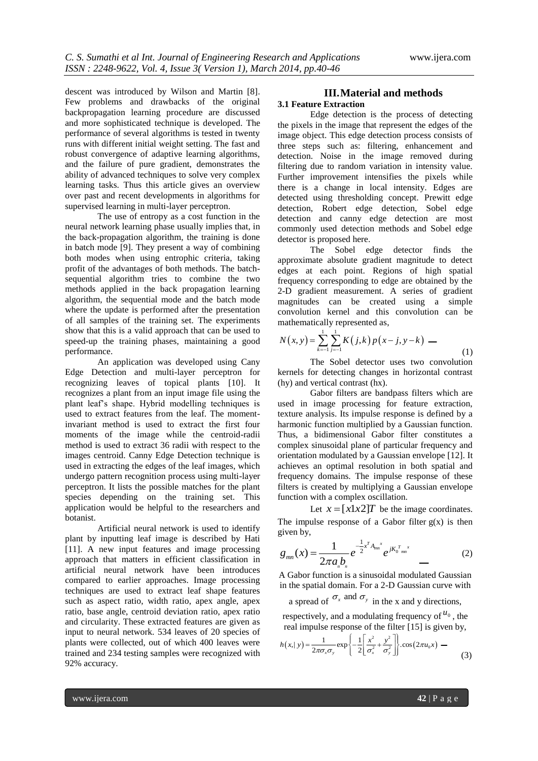descent was introduced by Wilson and Martin [8]. Few problems and drawbacks of the original backpropagation learning procedure are discussed and more sophisticated technique is developed. The performance of several algorithms is tested in twenty runs with different initial weight setting. The fast and robust convergence of adaptive learning algorithms, and the failure of pure gradient, demonstrates the ability of advanced techniques to solve very complex learning tasks. Thus this article gives an overview over past and recent developments in algorithms for supervised learning in multi-layer perceptron.

The use of entropy as a cost function in the neural network learning phase usually implies that, in the back-propagation algorithm, the training is done in batch mode [9]. They present a way of combining both modes when using entrophic criteria, taking profit of the advantages of both methods. The batch-sequential algorithm tries to combine the two methods applied in the back propagation learning algorithm, the sequential mode and the batch mode where the update is performed after the presentation of all samples of the training set. The experiments show that this is a valid approach that can be used to speed-up the training phases, maintaining a good performance.

An application was developed using Cany Edge Detection and multi-layer perceptron for recognizing leaves of topical plants [10]. It recognizes a plant from an input image file using the plant leaf's shape. Hybrid modelling techniques is used to extract features from the leaf. The moment-invariant method is used to extract the first four moments of the image while the centroid-radii method is used to extract 36 radii with respect to the images centroid. Canny Edge Detection technique is used in extracting the edges of the leaf images, which undergo pattern recognition process using multi-layer perceptron. It lists the possible matches for the plant species depending on the training set. This application would be helpful to the researchers and botanist.

Artificial neural network is used to identify plant by inputting leaf image is described by Hati [11]. A new input features and image processing approach that matters in efficient classification in artificial neural network have been introduces compared to earlier approaches. Image processing techniques are used to extract leaf shape features such as aspect ratio, width ratio, apex angle, apex ratio, base angle, centroid deviation ratio, apex ratio and circularity. These extracted features are given as input to neural network. 534 leaves of 20 species of plants were collected, out of which 400 leaves were trained and 234 testing samples were recognized with 92% accuracy.

## III. Material and methods

### 3.1 Feature Extraction

Edge detection is the process of detecting the pixels in the image that represent the edges of the image object. This edge detection process consists of three steps such as: filtering, enhancement and detection. Noise in the image removed during filtering due to random variation in intensity value. Further improvement intensifies the pixels while there is a change in local intensity. Edges are detected using thresholding concept. Prewitt edge detection, Robert edge detection, Sobel edge detection and canny edge detection are most commonly used detection methods and Sobel edge detector is proposed here.

The Sobel edge detector finds the approximate absolute gradient magnitude to detect edges at each point. Regions of high spatial frequency corresponding to edge are obtained by the 2-D gradient measurement. A series of gradient magnitudes can be created using a simple convolution kernel and this convolution can be mathematically represented as,

$$N(x,y) = \sum_{k=-1}^{1}\sum_{j=-1}^{1} K(j,k)\,p(x-j,y-k) \quad (1)$$

The Sobel detector uses two convolution kernels for detecting changes in horizontal contrast (hy) and vertical contrast (hx).

Gabor filters are bandpass filters which are used in image processing for feature extraction, texture analysis. Its impulse response is defined by a harmonic function multiplied by a Gaussian function. Thus, a bidimensional Gabor filter constitutes a complex sinusoidal plane of particular frequency and orientation modulated by a Gaussian envelope [12]. It achieves an optimal resolution in both spatial and frequency domains. The impulse response of these filters is created by multiplying a Gaussian envelope function with a complex oscillation.

Let $x = [x1x2]T$ be the image coordinates. The impulse response of a Gabor filter g(x) is then given by,

$$g_{mn}(x) = \frac{1}{2\pi a_n b_n} e^{-\frac{1}{2}x^T A_{mn} x} e^{jK_0^T{}_{mn} x} \quad (2)$$

A Gabor function is a sinusoidal modulated Gaussian in the spatial domain. For a 2-D Gaussian curve with a spread of $\sigma_x$ and $\sigma_y$ in the x and y directions, respectively, and a modulating frequency of $u_0$, the real impulse response of the filter [15] is given by,

$$h(x,|\,y) = \frac{1}{2\pi\sigma_x\sigma_y}\exp\left\{-\frac{1}{2}\left[\frac{x^2}{\sigma_x^2}+\frac{y^2}{\sigma_y^2}\right]\right\}.\cos(2\pi u_0 x) \quad (3)$$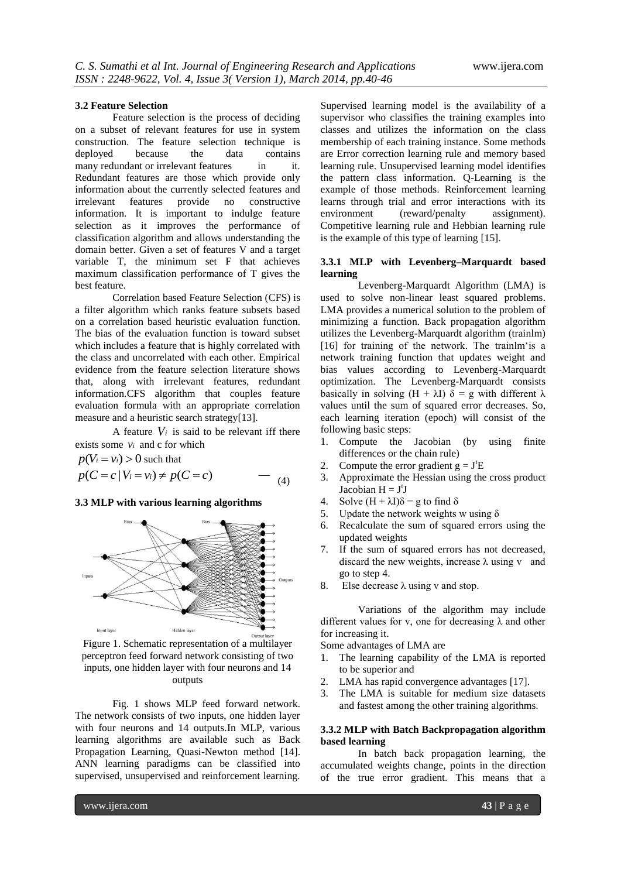### 3.2 Feature Selection

Feature selection is the process of deciding on a subset of relevant features for use in system construction. The feature selection technique is deployed because the data contains many redundant or irrelevant features in it. Redundant features are those which provide only information about the currently selected features and irrelevant features provide no constructive information. It is important to indulge feature selection as it improves the performance of classification algorithm and allows understanding the domain better. Given a set of features V and a target variable T, the minimum set F that achieves maximum classification performance of T gives the best feature.

Correlation based Feature Selection (CFS) is a filter algorithm which ranks feature subsets based on a correlation based heuristic evaluation function. The bias of the evaluation function is toward subset which includes a feature that is highly correlated with the class and uncorrelated with each other. Empirical evidence from the feature selection literature shows that, along with irrelevant features, redundant information.CFS algorithm that couples feature evaluation formula with an appropriate correlation measure and a heuristic search strategy[13].

A feature $V_i$ is said to be relevant iff there exists some $v_i$ and c for which

$p(V_i = v_i) > 0$ such that

$$p(C = c \mid V_i = v_i) \neq p(C = c) \quad \text{— (4)}$$

### 3.3 MLP with various learning algorithms

Figure 1. Schematic representation of a multilayer perceptron feed forward network consisting of two inputs, one hidden layer with four neurons and 14 outputs

Fig. 1 shows MLP feed forward network. The network consists of two inputs, one hidden layer with four neurons and 14 outputs.In MLP, various learning algorithms are available such as Back Propagation Learning, Quasi-Newton method [14]. ANN learning paradigms can be classified into supervised, unsupervised and reinforcement learning. Supervised learning model is the availability of a supervisor who classifies the training examples into classes and utilizes the information on the class membership of each training instance. Some methods are Error correction learning rule and memory based learning rule. Unsupervised learning model identifies the pattern class information. Q-Learning is the example of those methods. Reinforcement learning learns through trial and error interactions with its environment (reward/penalty assignment). Competitive learning rule and Hebbian learning rule is the example of this type of learning [15].

#### 3.3.1 MLP with Levenberg–Marquardt based learning

Levenberg-Marquardt Algorithm (LMA) is used to solve non-linear least squared problems. LMA provides a numerical solution to the problem of minimizing a function. Back propagation algorithm utilizes the Levenberg-Marquardt algorithm (trainlm) [16] for training of the network. The trainlm's is a network training function that updates weight and bias values according to Levenberg-Marquardt optimization. The Levenberg-Marquardt consists basically in solving $(H + \lambda I)\ \delta = g$ with different $\lambda$ values until the sum of squared error decreases. So, each learning iteration (epoch) will consist of the following basic steps:

1. Compute the Jacobian (by using finite differences or the chain rule)
2. Compute the error gradient $g = J^tE$
3. Approximate the Hessian using the cross product Jacobian $H = J^tJ$
4. Solve $(H + \lambda I)\delta = g$ to find $\delta$
5. Update the network weights w using $\delta$
6. Recalculate the sum of squared errors using the updated weights
7. If the sum of squared errors has not decreased, discard the new weights, increase $\lambda$ using v and go to step 4.
8. Else decrease $\lambda$ using v and stop.

Variations of the algorithm may include different values for v, one for decreasing $\lambda$ and other for increasing it.

Some advantages of LMA are

1. The learning capability of the LMA is reported to be superior and
2. LMA has rapid convergence advantages [17].
3. The LMA is suitable for medium size datasets and fastest among the other training algorithms.

#### 3.3.2 MLP with Batch Backpropagation algorithm based learning

In batch back propagation learning, the accumulated weights change, points in the direction of the true error gradient. This means that a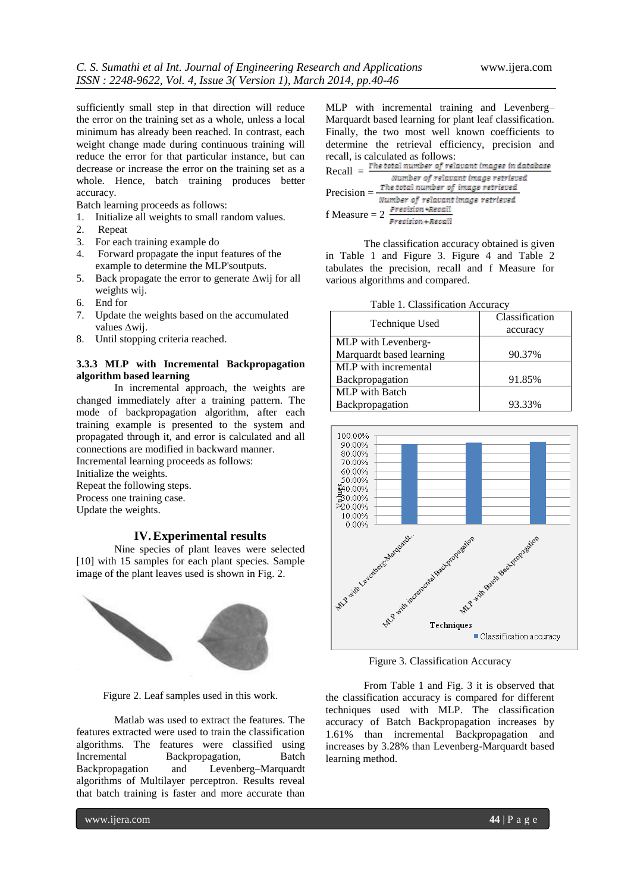sufficiently small step in that direction will reduce the error on the training set as a whole, unless a local minimum has already been reached. In contrast, each weight change made during continuous training will reduce the error for that particular instance, but can decrease or increase the error on the training set as a whole. Hence, batch training produces better accuracy.

Batch learning proceeds as follows:

1. Initialize all weights to small random values.
2. Repeat
3. For each training example do
4. Forward propagate the input features of the example to determine the MLP'soutputs.
5. Back propagate the error to generate Δwij for all weights wij.
6. End for
7. Update the weights based on the accumulated values Δwij.
8. Until stopping criteria reached.

#### 3.3.3 MLP with Incremental Backpropagation algorithm based learning

In incremental approach, the weights are changed immediately after a training pattern. The mode of backpropagation algorithm, after each training example is presented to the system and propagated through it, and error is calculated and all connections are modified in backward manner.

Incremental learning proceeds as follows:

Initialize the weights.

Repeat the following steps.

Process one training case.

Update the weights.

## IV. Experimental results

Nine species of plant leaves were selected [10] with 15 samples for each plant species. Sample image of the plant leaves used is shown in Fig. 2.

Figure 2. Leaf samples used in this work.

Matlab was used to extract the features. The features extracted were used to train the classification algorithms. The features were classified using Incremental Backpropagation, Batch Backpropagation and Levenberg–Marquardt algorithms of Multilayer perceptron. Results reveal that batch training is faster and more accurate than MLP with incremental training and Levenberg–Marquardt based learning for plant leaf classification. Finally, the two most well known coefficients to determine the retrieval efficiency, precision and recall, is calculated as follows:

$$\text{Recall} = \frac{\text{The total number of relavant images in database}}{\text{Number of relavant image retrieved}}$$

$$\text{Precision} = \frac{\text{The total number of image retrieved}}{\text{Number of relavant image retrieved}}$$

$$\text{f Measure} = 2\ \frac{\text{Precision} * \text{Recall}}{\text{Precision} + \text{Recall}}$$

The classification accuracy obtained is given in Table 1 and Figure 3. Figure 4 and Table 2 tabulates the precision, recall and f Measure for various algorithms and compared.

Table 1. Classification Accuracy

| Technique Used | Classification accuracy |
|---|---|
| MLP with Levenberg-Marquardt based learning | 90.37% |
| MLP with incremental Backpropagation | 91.85% |
| MLP with Batch Backpropagation | 93.33% |

Figure 3. Classification Accuracy

From Table 1 and Fig. 3 it is observed that the classification accuracy is compared for different techniques used with MLP. The classification accuracy of Batch Backpropagation increases by 1.61% than incremental Backpropagation and increases by 3.28% than Levenberg-Marquardt based learning method.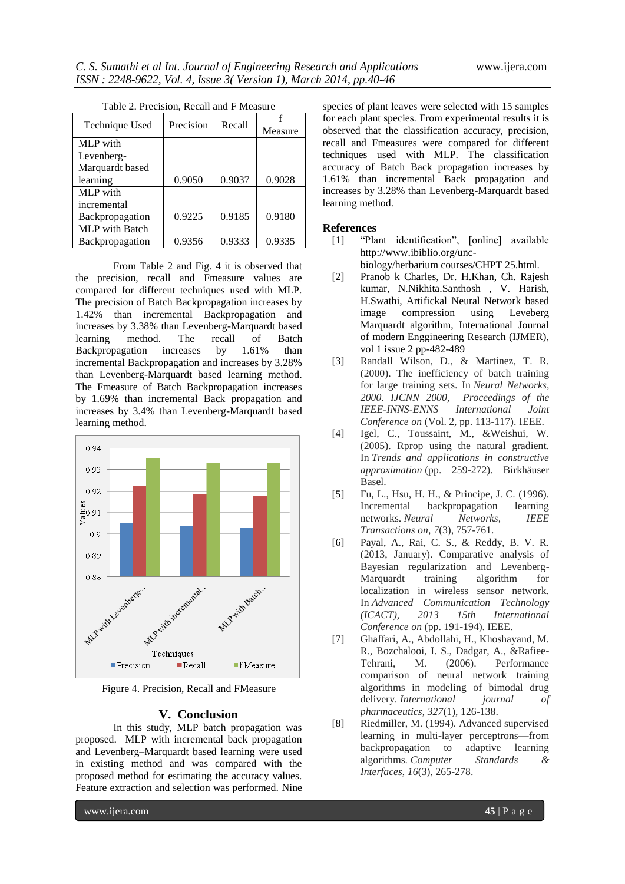Table 2. Precision, Recall and F Measure

| Technique Used | Precision | Recall | f Measure |
|---|---|---|---|
| MLP with Levenberg-Marquardt based learning | 0.9050 | 0.9037 | 0.9028 |
| MLP with incremental Backpropagation | 0.9225 | 0.9185 | 0.9180 |
| MLP with Batch Backpropagation | 0.9356 | 0.9333 | 0.9335 |

From Table 2 and Fig. 4 it is observed that the precision, recall and Fmeasure values are compared for different techniques used with MLP. The precision of Batch Backpropagation increases by 1.42% than incremental Backpropagation and increases by 3.38% than Levenberg-Marquardt based learning method. The recall of Batch Backpropagation increases by 1.61% than incremental Backpropagation and increases by 3.28% than Levenberg-Marquardt based learning method. The Fmeasure of Batch Backpropagation increases by 1.69% than incremental Back propagation and increases by 3.4% than Levenberg-Marquardt based learning method.

Figure 4. Precision, Recall and FMeasure

## V. Conclusion

In this study, MLP batch propagation was proposed. MLP with incremental back propagation and Levenberg–Marquardt based learning were used in existing method and was compared with the proposed method for estimating the accuracy values. Feature extraction and selection was performed. Nine species of plant leaves were selected with 15 samples for each plant species. From experimental results it is observed that the classification accuracy, precision, recall and Fmeasures were compared for different techniques used with MLP. The classification accuracy of Batch Back propagation increases by 1.61% than incremental Back propagation and increases by 3.28% than Levenberg-Marquardt based learning method.

## References

[1] "Plant identification", [online] available http://www.ibiblio.org/unc-biology/herbarium courses/CHPT 25.html.

[2] Pranob k Charles, Dr. H.Khan, Ch. Rajesh kumar, N.Nikhita.Santhosh , V. Harish, H.Swathi, Artificakl Neural Network based image compression using Leveberg Marquardt algorithm, International Journal of modern Enggineering Research (IJMER), vol 1 issue 2 pp-482-489

[3] Randall Wilson, D., & Martinez, T. R. (2000). The inefficiency of batch training for large training sets. In *Neural Networks, 2000. IJCNN 2000, Proceedings of the IEEE-INNS-ENNS International Joint Conference on* (Vol. 2, pp. 113-117). IEEE.

[4] Igel, C., Toussaint, M., &Weishui, W. (2005). Rprop using the natural gradient. In *Trends and applications in constructive approximation* (pp. 259-272). Birkhäuser Basel.

[5] Fu, L., Hsu, H. H., & Principe, J. C. (1996). Incremental backpropagation learning networks. *Neural Networks, IEEE Transactions on*, *7*(3), 757-761.

[6] Payal, A., Rai, C. S., & Reddy, B. V. R. (2013, January). Comparative analysis of Bayesian regularization and Levenberg-Marquardt training algorithm for localization in wireless sensor network. In *Advanced Communication Technology (ICACT), 2013 15th International Conference on* (pp. 191-194). IEEE.

[7] Ghaffari, A., Abdollahi, H., Khoshayand, M. R., Bozchalooi, I. S., Dadgar, A., &Rafiee-Tehrani, M. (2006). Performance comparison of neural network training algorithms in modeling of bimodal drug delivery. *International journal of pharmaceutics*, *327*(1), 126-138.

[8] Riedmiller, M. (1994). Advanced supervised learning in multi-layer perceptrons—from backpropagation to adaptive learning algorithms. *Computer Standards & Interfaces*, *16*(3), 265-278.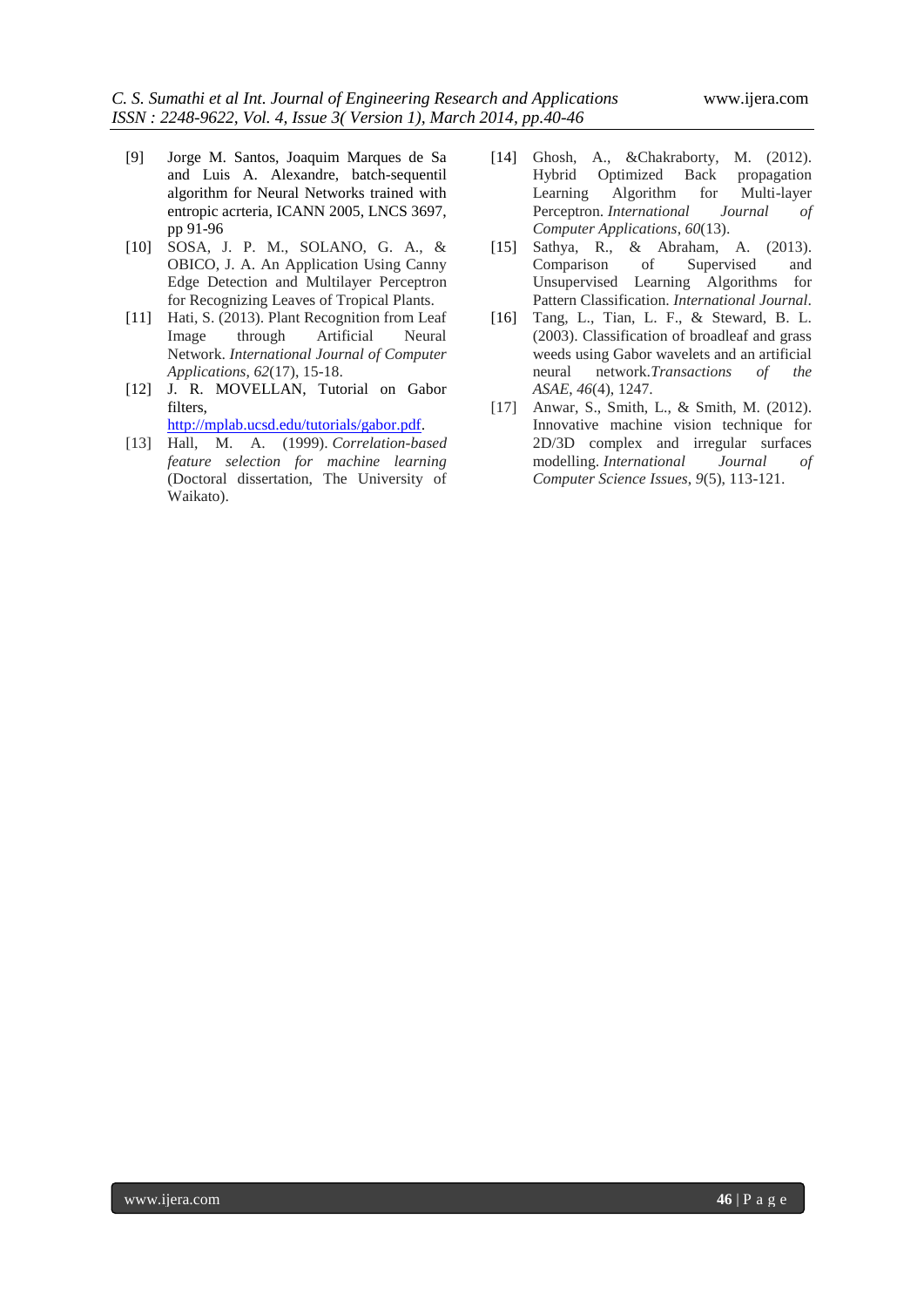[9] Jorge M. Santos, Joaquim Marques de Sa and Luis A. Alexandre, batch-sequentil algorithm for Neural Networks trained with entropic acrteria, ICANN 2005, LNCS 3697, pp 91-96

[10] SOSA, J. P. M., SOLANO, G. A., & OBICO, J. A. An Application Using Canny Edge Detection and Multilayer Perceptron for Recognizing Leaves of Tropical Plants.

[11] Hati, S. (2013). Plant Recognition from Leaf Image through Artificial Neural Network. *International Journal of Computer Applications*, *62*(17), 15-18.

[12] J. R. MOVELLAN, Tutorial on Gabor filters, http://mplab.ucsd.edu/tutorials/gabor.pdf.

[13] Hall, M. A. (1999). *Correlation-based feature selection for machine learning* (Doctoral dissertation, The University of Waikato).

[14] Ghosh, A., &Chakraborty, M. (2012). Hybrid Optimized Back propagation Learning Algorithm for Multi-layer Perceptron. *International Journal of Computer Applications*, *60*(13).

[15] Sathya, R., & Abraham, A. (2013). Comparison of Supervised and Unsupervised Learning Algorithms for Pattern Classification. *International Journal*.

[16] Tang, L., Tian, L. F., & Steward, B. L. (2003). Classification of broadleaf and grass weeds using Gabor wavelets and an artificial neural network.*Transactions of the ASAE*, *46*(4), 1247.

[17] Anwar, S., Smith, L., & Smith, M. (2012). Innovative machine vision technique for 2D/3D complex and irregular surfaces modelling. *International Journal of Computer Science Issues*, *9*(5), 113-121.